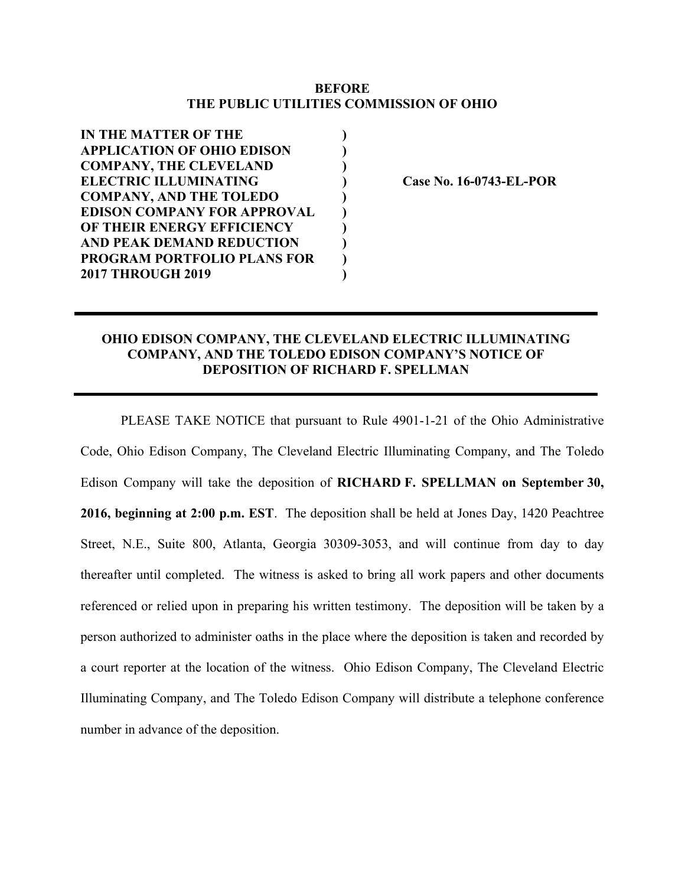**BEFORE**
**THE PUBLIC UTILITIES COMMISSION OF OHIO**

| | | |
|---|---|---|
| **IN THE MATTER OF THE APPLICATION OF OHIO EDISON COMPANY, THE CLEVELAND ELECTRIC ILLUMINATING COMPANY, AND THE TOLEDO EDISON COMPANY FOR APPROVAL OF THEIR ENERGY EFFICIENCY AND PEAK DEMAND REDUCTION PROGRAM PORTFOLIO PLANS FOR 2017 THROUGH 2019** | ) | **Case No. 16-0743-EL-POR** |

---

**OHIO EDISON COMPANY, THE CLEVELAND ELECTRIC ILLUMINATING COMPANY, AND THE TOLEDO EDISON COMPANY'S NOTICE OF DEPOSITION OF RICHARD F. SPELLMAN**

---

PLEASE TAKE NOTICE that pursuant to Rule 4901-1-21 of the Ohio Administrative Code, Ohio Edison Company, The Cleveland Electric Illuminating Company, and The Toledo Edison Company will take the deposition of **RICHARD F. SPELLMAN on September 30, 2016, beginning at 2:00 p.m. EST**. The deposition shall be held at Jones Day, 1420 Peachtree Street, N.E., Suite 800, Atlanta, Georgia 30309-3053, and will continue from day to day thereafter until completed. The witness is asked to bring all work papers and other documents referenced or relied upon in preparing his written testimony. The deposition will be taken by a person authorized to administer oaths in the place where the deposition is taken and recorded by a court reporter at the location of the witness. Ohio Edison Company, The Cleveland Electric Illuminating Company, and The Toledo Edison Company will distribute a telephone conference number in advance of the deposition.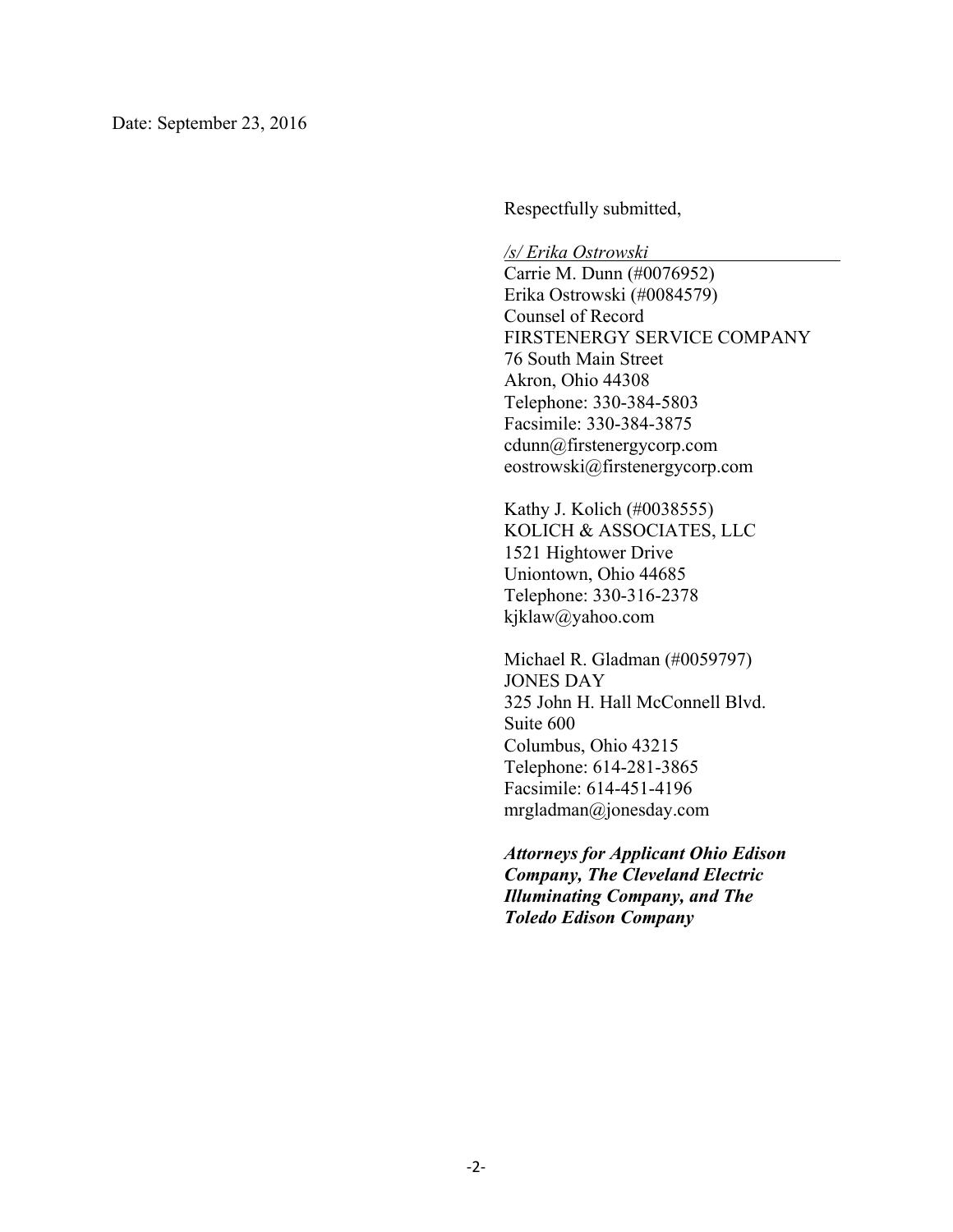Date: September 23, 2016

Respectfully submitted,

*/s/ Erika Ostrowski*
Carrie M. Dunn (#0076952)
Erika Ostrowski (#0084579)
Counsel of Record
FIRSTENERGY SERVICE COMPANY
76 South Main Street
Akron, Ohio 44308
Telephone: 330-384-5803
Facsimile: 330-384-3875
cdunn@firstenergycorp.com
eostrowski@firstenergycorp.com

Kathy J. Kolich (#0038555)
KOLICH & ASSOCIATES, LLC
1521 Hightower Drive
Uniontown, Ohio 44685
Telephone: 330-316-2378
kjklaw@yahoo.com

Michael R. Gladman (#0059797)
JONES DAY
325 John H. Hall McConnell Blvd.
Suite 600
Columbus, Ohio 43215
Telephone: 614-281-3865
Facsimile: 614-451-4196
mrgladman@jonesday.com

***Attorneys for Applicant Ohio Edison Company, The Cleveland Electric Illuminating Company, and The Toledo Edison Company***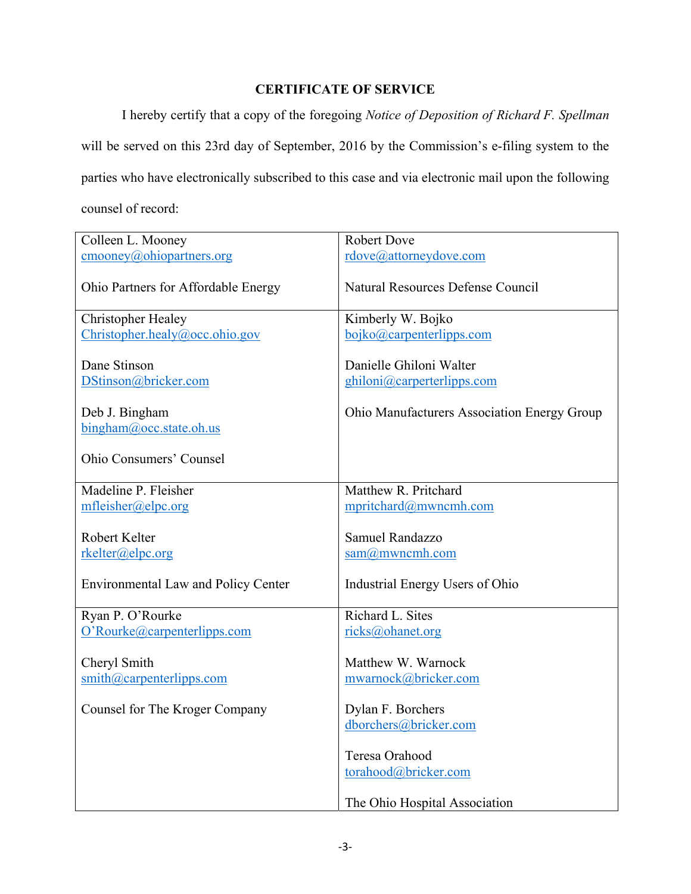# CERTIFICATE OF SERVICE

I hereby certify that a copy of the foregoing *Notice of Deposition of Richard F. Spellman* will be served on this 23rd day of September, 2016 by the Commission's e-filing system to the parties who have electronically subscribed to this case and via electronic mail upon the following counsel of record:

| | |
|---|---|
| Colleen L. Mooney<br>cmooney@ohiopartners.org<br><br>Ohio Partners for Affordable Energy | Robert Dove<br>rdove@attorneydove.com<br><br>Natural Resources Defense Council |
| Christopher Healey<br>Christopher.healy@occ.ohio.gov<br><br>Dane Stinson<br>DStinson@bricker.com<br><br>Deb J. Bingham<br>bingham@occ.state.oh.us<br><br>Ohio Consumers' Counsel | Kimberly W. Bojko<br>bojko@carpenterlipps.com<br><br>Danielle Ghiloni Walter<br>ghiloni@carperterlipps.com<br><br>Ohio Manufacturers Association Energy Group |
| Madeline P. Fleisher<br>mfleisher@elpc.org<br><br>Robert Kelter<br>rkelter@elpc.org<br><br>Environmental Law and Policy Center | Matthew R. Pritchard<br>mpritchard@mwncmh.com<br><br>Samuel Randazzo<br>sam@mwncmh.com<br><br>Industrial Energy Users of Ohio |
| Ryan P. O'Rourke<br>O'Rourke@carpenterlipps.com<br><br>Cheryl Smith<br>smith@carpenterlipps.com<br><br>Counsel for The Kroger Company | Richard L. Sites<br>ricks@ohanet.org<br><br>Matthew W. Warnock<br>mwarnock@bricker.com<br><br>Dylan F. Borchers<br>dborchers@bricker.com<br><br>Teresa Orahood<br>torahood@bricker.com<br><br>The Ohio Hospital Association |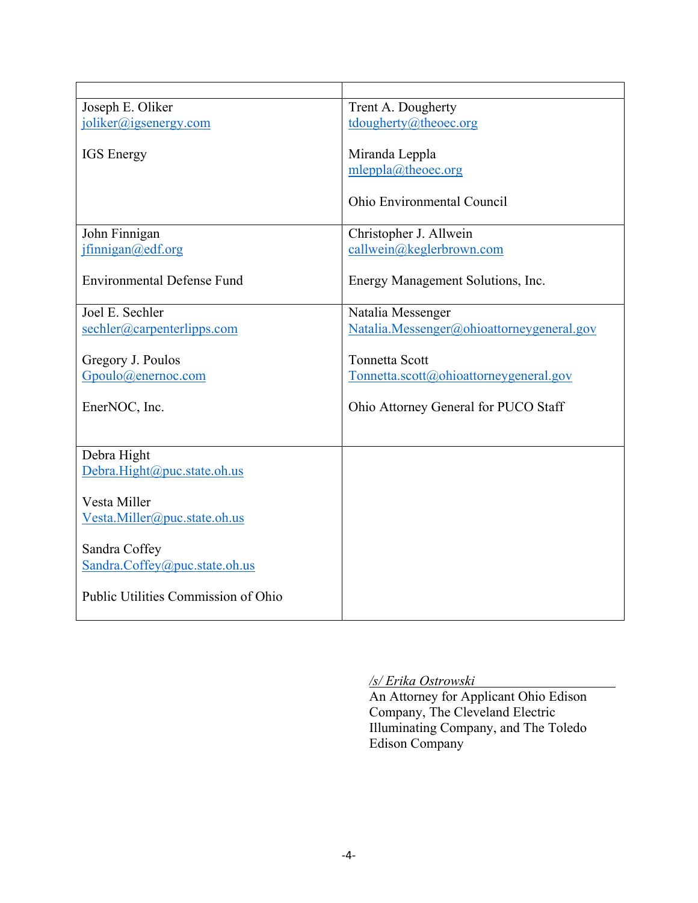| | |
|---|---|
| Joseph E. Oliker<br>joliker@igsenergy.com<br><br>IGS Energy | Trent A. Dougherty<br>tdougherty@theoec.org<br><br>Miranda Leppla<br>mleppla@theoec.org<br><br>Ohio Environmental Council |
| John Finnigan<br>jfinnigan@edf.org<br><br>Environmental Defense Fund | Christopher J. Allwein<br>callwein@keglerbrown.com<br><br>Energy Management Solutions, Inc. |
| Joel E. Sechler<br>sechler@carpenterlipps.com<br><br>Gregory J. Poulos<br>Gpoulo@enernoc.com<br><br>EnerNOC, Inc. | Natalia Messenger<br>Natalia.Messenger@ohioattorneygeneral.gov<br><br>Tonnetta Scott<br>Tonnetta.scott@ohioattorneygeneral.gov<br><br>Ohio Attorney General for PUCO Staff |
| Debra Hight<br>Debra.Hight@puc.state.oh.us<br><br>Vesta Miller<br>Vesta.Miller@puc.state.oh.us<br><br>Sandra Coffey<br>Sandra.Coffey@puc.state.oh.us<br><br>Public Utilities Commission of Ohio | |

*/s/ Erika Ostrowski*
An Attorney for Applicant Ohio Edison Company, The Cleveland Electric Illuminating Company, and The Toledo Edison Company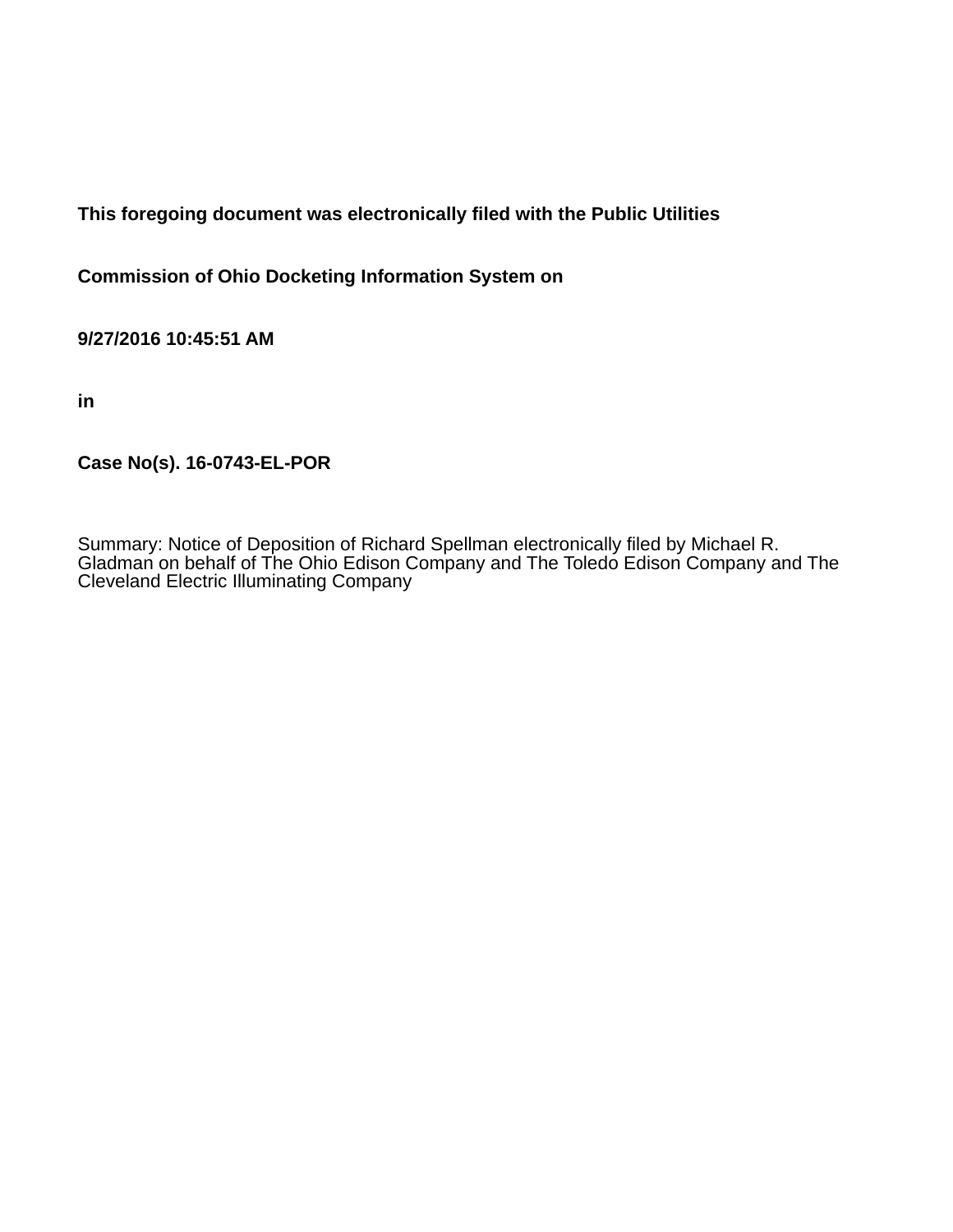**This foregoing document was electronically filed with the Public Utilities**

**Commission of Ohio Docketing Information System on**

**9/27/2016 10:45:51 AM**

**in**

**Case No(s). 16-0743-EL-POR**

Summary: Notice of Deposition of Richard Spellman electronically filed by Michael R. Gladman on behalf of The Ohio Edison Company and The Toledo Edison Company and The Cleveland Electric Illuminating Company